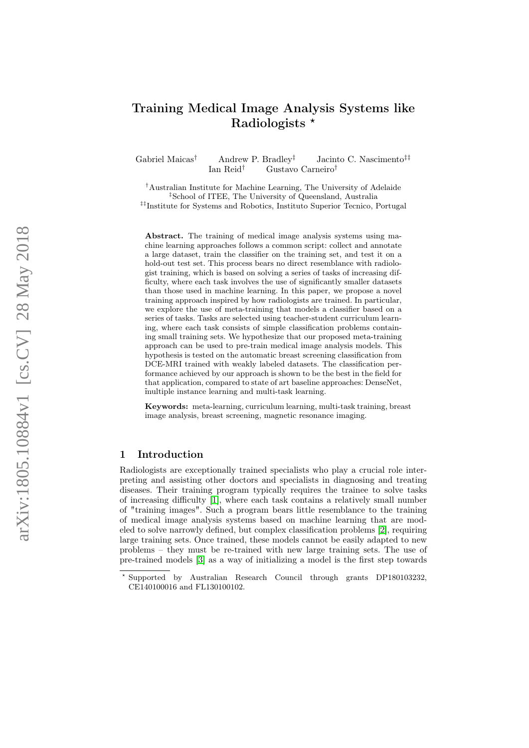# Training Medical Image Analysis Systems like Radiologists *

Gabriel Maicas[†] Andrew P. Bradley[‡] Jacinto C. Nascimento[‡‡] Ian Reid[†] Gustavo Carneiro[†]

[†]Australian Institute for Machine Learning, The University of Adelaide
[‡]School of ITEE, The University of Queensland, Australia
[‡‡]Institute for Systems and Robotics, Instituto Superior Tecnico, Portugal

**Abstract.** The training of medical image analysis systems using machine learning approaches follows a common script: collect and annotate a large dataset, train the classifier on the training set, and test it on a hold-out test set. This process bears no direct resemblance with radiologist training, which is based on solving a series of tasks of increasing difficulty, where each task involves the use of significantly smaller datasets than those used in machine learning. In this paper, we propose a novel training approach inspired by how radiologists are trained. In particular, we explore the use of meta-training that models a classifier based on a series of tasks. Tasks are selected using teacher-student curriculum learning, where each task consists of simple classification problems containing small training sets. We hypothesize that our proposed meta-training approach can be used to pre-train medical image analysis models. This hypothesis is tested on the automatic breast screening classification from DCE-MRI trained with weakly labeled datasets. The classification performance achieved by our approach is shown to be the best in the field for that application, compared to state of art baseline approaches: DenseNet, multiple instance learning and multi-task learning.

**Keywords:** meta-learning, curriculum learning, multi-task training, breast image analysis, breast screening, magnetic resonance imaging.

## 1 Introduction

Radiologists are exceptionally trained specialists who play a crucial role interpreting and assisting other doctors and specialists in diagnosing and treating diseases. Their training program typically requires the trainee to solve tasks of increasing difficulty [1], where each task contains a relatively small number of "training images". Such a program bears little resemblance to the training of medical image analysis systems based on machine learning that are modeled to solve narrowly defined, but complex classification problems [2], requiring large training sets. Once trained, these models cannot be easily adapted to new problems – they must be re-trained with new large training sets. The use of pre-trained models [3] as a way of initializing a model is the first step towards

* Supported by Australian Research Council through grants DP180103232, CE140100016 and FL130100102.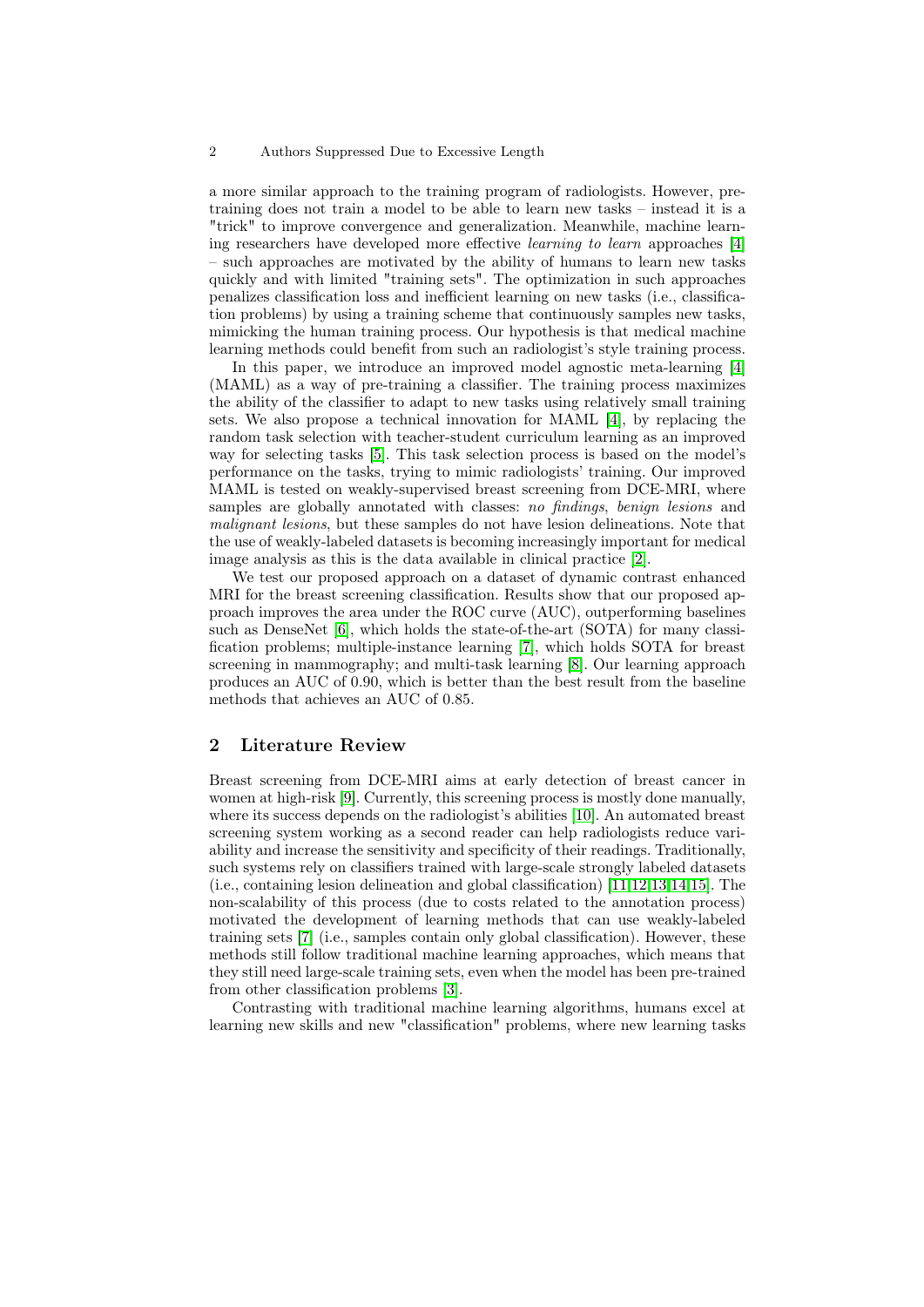a more similar approach to the training program of radiologists. However, pre-training does not train a model to be able to learn new tasks – instead it is a "trick" to improve convergence and generalization. Meanwhile, machine learning researchers have developed more effective *learning to learn* approaches [4] – such approaches are motivated by the ability of humans to learn new tasks quickly and with limited "training sets". The optimization in such approaches penalizes classification loss and inefficient learning on new tasks (i.e., classification problems) by using a training scheme that continuously samples new tasks, mimicking the human training process. Our hypothesis is that medical machine learning methods could benefit from such an radiologist's style training process.

In this paper, we introduce an improved model agnostic meta-learning [4] (MAML) as a way of pre-training a classifier. The training process maximizes the ability of the classifier to adapt to new tasks using relatively small training sets. We also propose a technical innovation for MAML [4], by replacing the random task selection with teacher-student curriculum learning as an improved way for selecting tasks [5]. This task selection process is based on the model's performance on the tasks, trying to mimic radiologists' training. Our improved MAML is tested on weakly-supervised breast screening from DCE-MRI, where samples are globally annotated with classes: *no findings*, *benign lesions* and *malignant lesions*, but these samples do not have lesion delineations. Note that the use of weakly-labeled datasets is becoming increasingly important for medical image analysis as this is the data available in clinical practice [2].

We test our proposed approach on a dataset of dynamic contrast enhanced MRI for the breast screening classification. Results show that our proposed approach improves the area under the ROC curve (AUC), outperforming baselines such as DenseNet [6], which holds the state-of-the-art (SOTA) for many classification problems; multiple-instance learning [7], which holds SOTA for breast screening in mammography; and multi-task learning [8]. Our learning approach produces an AUC of 0.90, which is better than the best result from the baseline methods that achieves an AUC of 0.85.

## 2 Literature Review

Breast screening from DCE-MRI aims at early detection of breast cancer in women at high-risk [9]. Currently, this screening process is mostly done manually, where its success depends on the radiologist's abilities [10]. An automated breast screening system working as a second reader can help radiologists reduce variability and increase the sensitivity and specificity of their readings. Traditionally, such systems rely on classifiers trained with large-scale strongly labeled datasets (i.e., containing lesion delineation and global classification) [11,12,13,14,15]. The non-scalability of this process (due to costs related to the annotation process) motivated the development of learning methods that can use weakly-labeled training sets [7] (i.e., samples contain only global classification). However, these methods still follow traditional machine learning approaches, which means that they still need large-scale training sets, even when the model has been pre-trained from other classification problems [3].

Contrasting with traditional machine learning algorithms, humans excel at learning new skills and new "classification" problems, where new learning tasks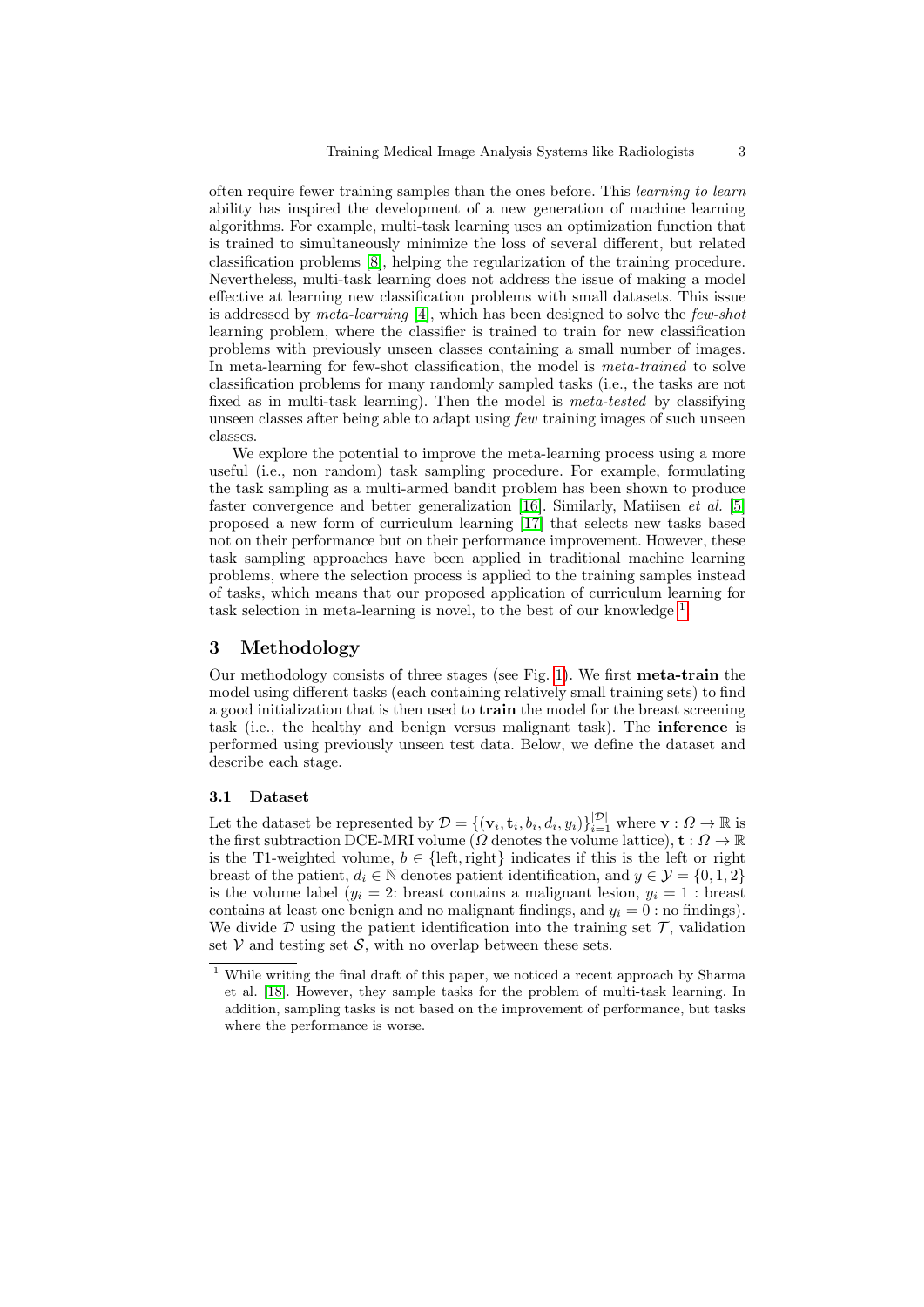often require fewer training samples than the ones before. This *learning to learn* ability has inspired the development of a new generation of machine learning algorithms. For example, multi-task learning uses an optimization function that is trained to simultaneously minimize the loss of several different, but related classification problems [8], helping the regularization of the training procedure. Nevertheless, multi-task learning does not address the issue of making a model effective at learning new classification problems with small datasets. This issue is addressed by *meta-learning* [4], which has been designed to solve the *few-shot* learning problem, where the classifier is trained to train for new classification problems with previously unseen classes containing a small number of images. In meta-learning for few-shot classification, the model is *meta-trained* to solve classification problems for many randomly sampled tasks (i.e., the tasks are not fixed as in multi-task learning). Then the model is *meta-tested* by classifying unseen classes after being able to adapt using *few* training images of such unseen classes.

We explore the potential to improve the meta-learning process using a more useful (i.e., non random) task sampling procedure. For example, formulating the task sampling as a multi-armed bandit problem has been shown to produce faster convergence and better generalization [16]. Similarly, Matiisen *et al.* [5] proposed a new form of curriculum learning [17] that selects new tasks based not on their performance but on their performance improvement. However, these task sampling approaches have been applied in traditional machine learning problems, where the selection process is applied to the training samples instead of tasks, which means that our proposed application of curriculum learning for task selection in meta-learning is novel, to the best of our knowledge [1].

## 3 Methodology

Our methodology consists of three stages (see Fig. 1). We first **meta-train** the model using different tasks (each containing relatively small training sets) to find a good initialization that is then used to **train** the model for the breast screening task (i.e., the healthy and benign versus malignant task). The **inference** is performed using previously unseen test data. Below, we define the dataset and describe each stage.

### 3.1 Dataset

Let the dataset be represented by $\mathcal{D} = \{(\mathbf{v}_i, \mathbf{t}_i, b_i, d_i, y_i)\}_{i=1}^{|\mathcal{D}|}$ where $\mathbf{v} : \Omega \to \mathbb{R}$ is the first subtraction DCE-MRI volume ($\Omega$ denotes the volume lattice), $\mathbf{t} : \Omega \to \mathbb{R}$ is the T1-weighted volume, $b \in \{\text{left}, \text{right}\}$ indicates if this is the left or right breast of the patient, $d_i \in \mathbb{N}$ denotes patient identification, and $y \in \mathcal{Y} = \{0, 1, 2\}$ is the volume label ($y_i = 2$: breast contains a malignant lesion, $y_i = 1$ : breast contains at least one benign and no malignant findings, and $y_i = 0$ : no findings). We divide $\mathcal{D}$ using the patient identification into the training set $\mathcal{T}$, validation set $\mathcal{V}$ and testing set $\mathcal{S}$, with no overlap between these sets.

[1] While writing the final draft of this paper, we noticed a recent approach by Sharma et al. [18]. However, they sample tasks for the problem of multi-task learning. In addition, sampling tasks is not based on the improvement of performance, but tasks where the performance is worse.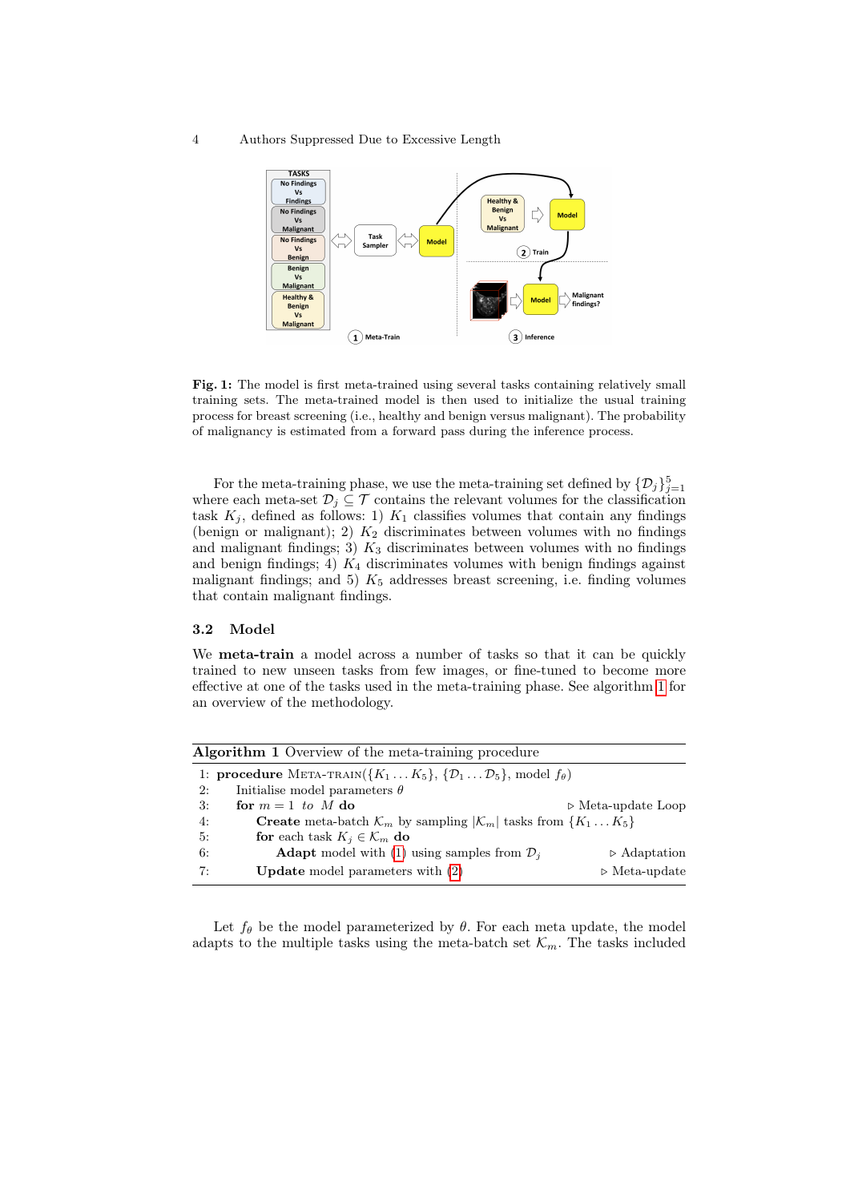**Fig. 1:** The model is first meta-trained using several tasks containing relatively small training sets. The meta-trained model is then used to initialize the usual training process for breast screening (i.e., healthy and benign versus malignant). The probability of malignancy is estimated from a forward pass during the inference process.

For the meta-training phase, we use the meta-training set defined by $\{\mathcal{D}_j\}_{j=1}^{5}$ where each meta-set $\mathcal{D}_j \subseteq \mathcal{T}$ contains the relevant volumes for the classification task $K_j$, defined as follows: 1) $K_1$ classifies volumes that contain any findings (benign or malignant); 2) $K_2$ discriminates between volumes with no findings and malignant findings; 3) $K_3$ discriminates between volumes with no findings and benign findings; 4) $K_4$ discriminates volumes with benign findings against malignant findings; and 5) $K_5$ addresses breast screening, i.e. finding volumes that contain malignant findings.

### 3.2 Model

We **meta-train** a model across a number of tasks so that it can be quickly trained to new unseen tasks from few images, or fine-tuned to become more effective at one of the tasks used in the meta-training phase. See algorithm 1 for an overview of the methodology.

**Algorithm 1** Overview of the meta-training procedure

```
1: procedure META-TRAIN({K_1 ... K_5}, {D_1 ... D_5}, model f_θ)
2:     Initialise model parameters θ
3:     for m = 1 to M do                                          ▷ Meta-update Loop
4:         Create meta-batch 𝒦_m by sampling |𝒦_m| tasks from {K_1 ... K_5}
5:         for each task K_j ∈ 𝒦_m do
6:             Adapt model with (1) using samples from D_j          ▷ Adaptation
7:         Update model parameters with (2)                         ▷ Meta-update
```

Let $f_\theta$ be the model parameterized by $\theta$. For each meta update, the model adapts to the multiple tasks using the meta-batch set $\mathcal{K}_m$. The tasks included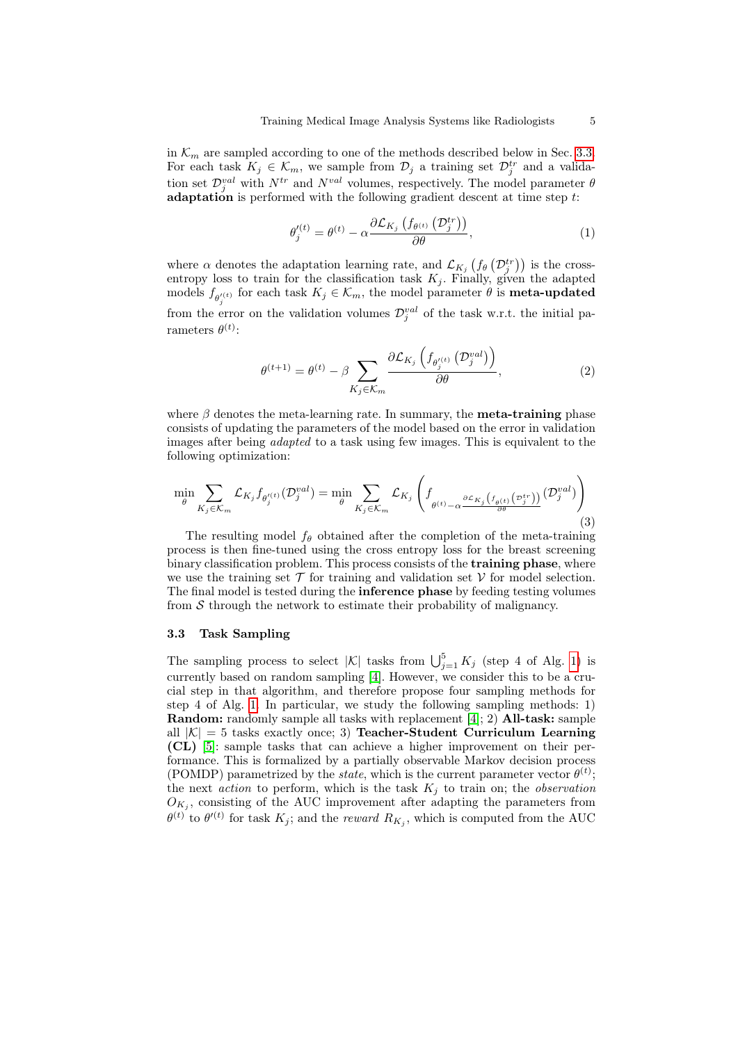in $\mathcal{K}_m$ are sampled according to one of the methods described below in Sec. 3.3. For each task $K_j \in \mathcal{K}_m$, we sample from $\mathcal{D}_j$ a training set $\mathcal{D}_j^{tr}$ and a validation set $\mathcal{D}_j^{val}$ with $N^{tr}$ and $N^{val}$ volumes, respectively. The model parameter $\theta$ **adaptation** is performed with the following gradient descent at time step $t$:

$$\theta_j^{\prime(t)} = \theta^{(t)} - \alpha \frac{\partial \mathcal{L}_{K_j}\left(f_{\theta^{(t)}}\left(\mathcal{D}_j^{tr}\right)\right)}{\partial \theta}, \tag{1}$$

where $\alpha$ denotes the adaptation learning rate, and $\mathcal{L}_{K_j}\left(f_\theta\left(\mathcal{D}_j^{tr}\right)\right)$ is the cross-entropy loss to train for the classification task $K_j$. Finally, given the adapted models $f_{\theta_j^{\prime(t)}}$ for each task $K_j \in \mathcal{K}_m$, the model parameter $\theta$ is **meta-updated** from the error on the validation volumes $\mathcal{D}_j^{val}$ of the task w.r.t. the initial parameters $\theta^{(t)}$:

$$\theta^{(t+1)} = \theta^{(t)} - \beta \sum_{K_j \in \mathcal{K}_m} \frac{\partial \mathcal{L}_{K_j}\left(f_{\theta_j^{\prime(t)}}\left(\mathcal{D}_j^{val}\right)\right)}{\partial \theta}, \tag{2}$$

where $\beta$ denotes the meta-learning rate. In summary, the **meta-training** phase consists of updating the parameters of the model based on the error in validation images after being *adapted* to a task using few images. This is equivalent to the following optimization:

$$\min_\theta \sum_{K_j \in \mathcal{K}_m} \mathcal{L}_{K_j} f_{\theta_j^{\prime(t)}}(\mathcal{D}_j^{val}) = \min_\theta \sum_{K_j \in \mathcal{K}_m} \mathcal{L}_{K_j}\left(f_{\theta^{(t)} - \alpha \frac{\partial \mathcal{L}_{K_j}\left(f_{\theta^{(t)}}\left(\mathcal{D}_j^{tr}\right)\right)}{\partial \theta}}(\mathcal{D}_j^{val})\right) \tag{3}$$

The resulting model $f_\theta$ obtained after the completion of the meta-training process is then fine-tuned using the cross entropy loss for the breast screening binary classification problem. This process consists of the **training phase**, where we use the training set $\mathcal{T}$ for training and validation set $\mathcal{V}$ for model selection. The final model is tested during the **inference phase** by feeding testing volumes from $\mathcal{S}$ through the network to estimate their probability of malignancy.

### 3.3 Task Sampling

The sampling process to select $|\mathcal{K}|$ tasks from $\bigcup_{j=1}^{5} K_j$ (step 4 of Alg. 1) is currently based on random sampling [4]. However, we consider this to be a crucial step in that algorithm, and therefore propose four sampling methods for step 4 of Alg. 1. In particular, we study the following sampling methods: 1) **Random:** randomly sample all tasks with replacement [4]; 2) **All-task:** sample all $|\mathcal{K}| = 5$ tasks exactly once; 3) **Teacher-Student Curriculum Learning (CL)** [5]: sample tasks that can achieve a higher improvement on their performance. This is formalized by a partially observable Markov decision process (POMDP) parametrized by the *state*, which is the current parameter vector $\theta^{(t)}$; the next *action* to perform, which is the task $K_j$ to train on; the *observation* $O_{K_j}$, consisting of the AUC improvement after adapting the parameters from $\theta^{(t)}$ to $\theta'^{(t)}$ for task $K_j$; and the *reward* $R_{K_j}$, which is computed from the AUC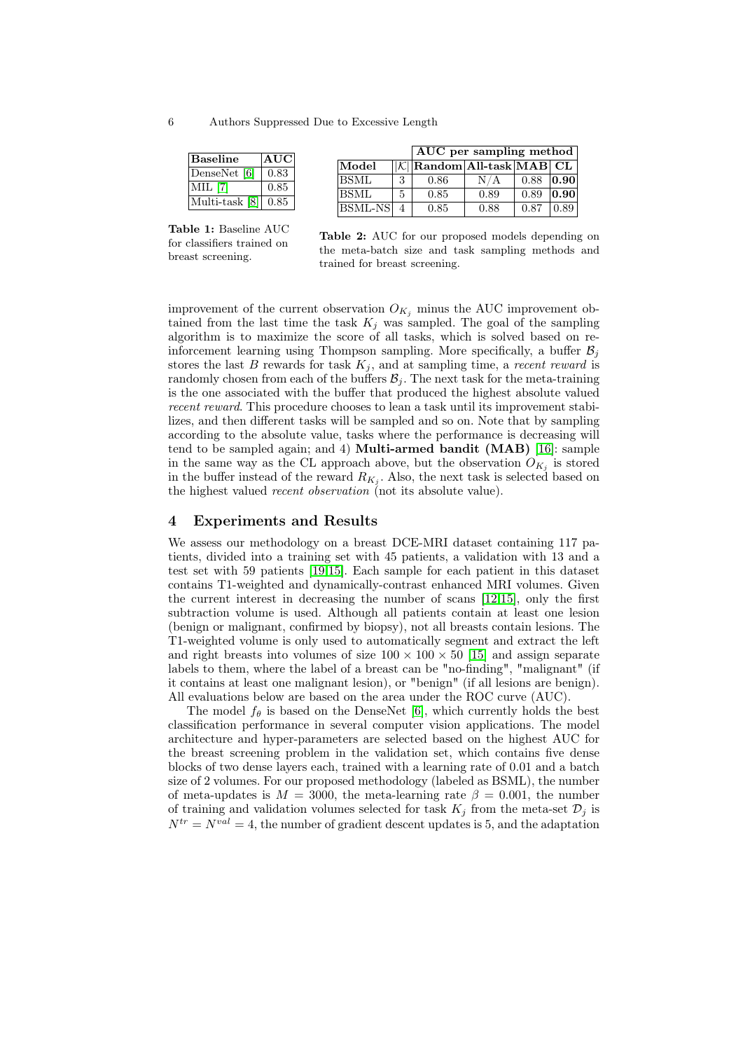| Baseline | AUC |
|---|---|
| DenseNet [6] | 0.83 |
| MIL [7] | 0.85 |
| Multi-task [8] | 0.85 |

**Table 1:** Baseline AUC for classifiers trained on breast screening.

| | | AUC per sampling method | | | |
|---|---|---|---|---|---|
| **Model** | $\|\mathcal{K}\|$ | **Random** | **All-task** | **MAB** | **CL** |
| BSML | 3 | 0.86 | N/A | 0.88 | **0.90** |
| BSML | 5 | 0.85 | 0.89 | 0.89 | **0.90** |
| BSML-NS | 4 | 0.85 | 0.88 | 0.87 | 0.89 |

**Table 2:** AUC for our proposed models depending on the meta-batch size and task sampling methods and trained for breast screening.

improvement of the current observation $O_{K_j}$ minus the AUC improvement obtained from the last time the task $K_j$ was sampled. The goal of the sampling algorithm is to maximize the score of all tasks, which is solved based on reinforcement learning using Thompson sampling. More specifically, a buffer $\mathcal{B}_j$ stores the last $B$ rewards for task $K_j$, and at sampling time, a *recent reward* is randomly chosen from each of the buffers $\mathcal{B}_j$. The next task for the meta-training is the one associated with the buffer that produced the highest absolute valued *recent reward*. This procedure chooses to lean a task until its improvement stabilizes, and then different tasks will be sampled and so on. Note that by sampling according to the absolute value, tasks where the performance is decreasing will tend to be sampled again; and 4) **Multi-armed bandit (MAB)** [16]: sample in the same way as the CL approach above, but the observation $O_{K_j}$ is stored in the buffer instead of the reward $R_{K_j}$. Also, the next task is selected based on the highest valued *recent observation* (not its absolute value).

## 4 Experiments and Results

We assess our methodology on a breast DCE-MRI dataset containing 117 patients, divided into a training set with 45 patients, a validation with 13 and a test set with 59 patients [19,15]. Each sample for each patient in this dataset contains T1-weighted and dynamically-contrast enhanced MRI volumes. Given the current interest in decreasing the number of scans [12,15], only the first subtraction volume is used. Although all patients contain at least one lesion (benign or malignant, confirmed by biopsy), not all breasts contain lesions. The T1-weighted volume is only used to automatically segment and extract the left and right breasts into volumes of size $100 \times 100 \times 50$ [15] and assign separate labels to them, where the label of a breast can be "no-finding", "malignant" (if it contains at least one malignant lesion), or "benign" (if all lesions are benign). All evaluations below are based on the area under the ROC curve (AUC).

The model $f_\theta$ is based on the DenseNet [6], which currently holds the best classification performance in several computer vision applications. The model architecture and hyper-parameters are selected based on the highest AUC for the breast screening problem in the validation set, which contains five dense blocks of two dense layers each, trained with a learning rate of 0.01 and a batch size of 2 volumes. For our proposed methodology (labeled as BSML), the number of meta-updates is $M = 3000$, the meta-learning rate $\beta = 0.001$, the number of training and validation volumes selected for task $K_j$ from the meta-set $\mathcal{D}_j$ is $N^{tr} = N^{val} = 4$, the number of gradient descent updates is 5, and the adaptation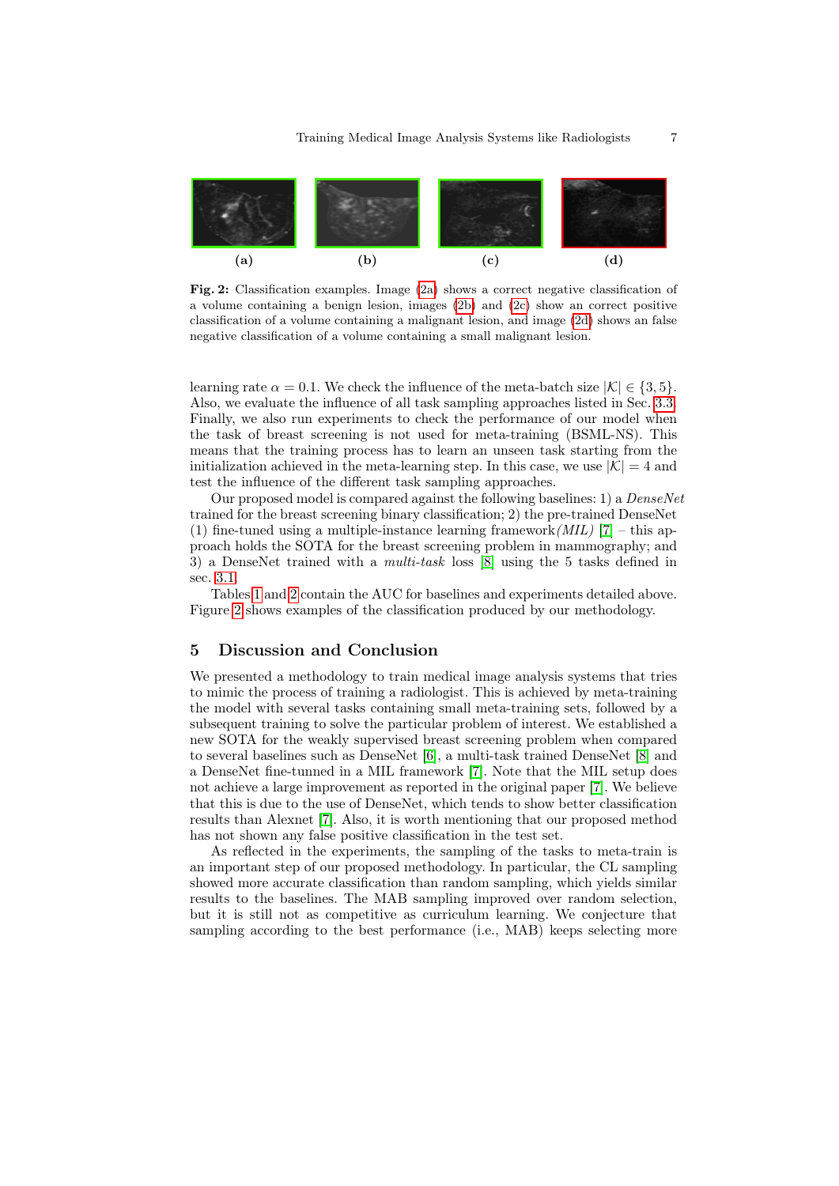(a) (b) (c) (d)

**Fig. 2:** Classification examples. Image (2a) shows a correct negative classification of a volume containing a benign lesion, images (2b) and (2c) show an correct positive classification of a volume containing a malignant lesion, and image (2d) shows an false negative classification of a volume containing a small malignant lesion.

learning rate $\alpha = 0.1$. We check the influence of the meta-batch size $|\mathcal{K}| \in \{3, 5\}$. Also, we evaluate the influence of all task sampling approaches listed in Sec. 3.3. Finally, we also run experiments to check the performance of our model when the task of breast screening is not used for meta-training (BSML-NS). This means that the training process has to learn an unseen task starting from the initialization achieved in the meta-learning step. In this case, we use $|\mathcal{K}| = 4$ and test the influence of the different task sampling approaches.

Our proposed model is compared against the following baselines: 1) a *DenseNet* trained for the breast screening binary classification; 2) the pre-trained DenseNet (1) fine-tuned using a multiple-instance learning framework *(MIL)* [7] – this approach holds the SOTA for the breast screening problem in mammography; and 3) a DenseNet trained with a *multi-task* loss [8] using the 5 tasks defined in sec. 3.1.

Tables 1 and 2 contain the AUC for baselines and experiments detailed above. Figure 2 shows examples of the classification produced by our methodology.

## 5 Discussion and Conclusion

We presented a methodology to train medical image analysis systems that tries to mimic the process of training a radiologist. This is achieved by meta-training the model with several tasks containing small meta-training sets, followed by a subsequent training to solve the particular problem of interest. We established a new SOTA for the weakly supervised breast screening problem when compared to several baselines such as DenseNet [6], a multi-task trained DenseNet [8] and a DenseNet fine-tunned in a MIL framework [7]. Note that the MIL setup does not achieve a large improvement as reported in the original paper [7]. We believe that this is due to the use of DenseNet, which tends to show better classification results than Alexnet [7]. Also, it is worth mentioning that our proposed method has not shown any false positive classification in the test set.

As reflected in the experiments, the sampling of the tasks to meta-train is an important step of our proposed methodology. In particular, the CL sampling showed more accurate classification than random sampling, which yields similar results to the baselines. The MAB sampling improved over random selection, but it is still not as competitive as curriculum learning. We conjecture that sampling according to the best performance (i.e., MAB) keeps selecting more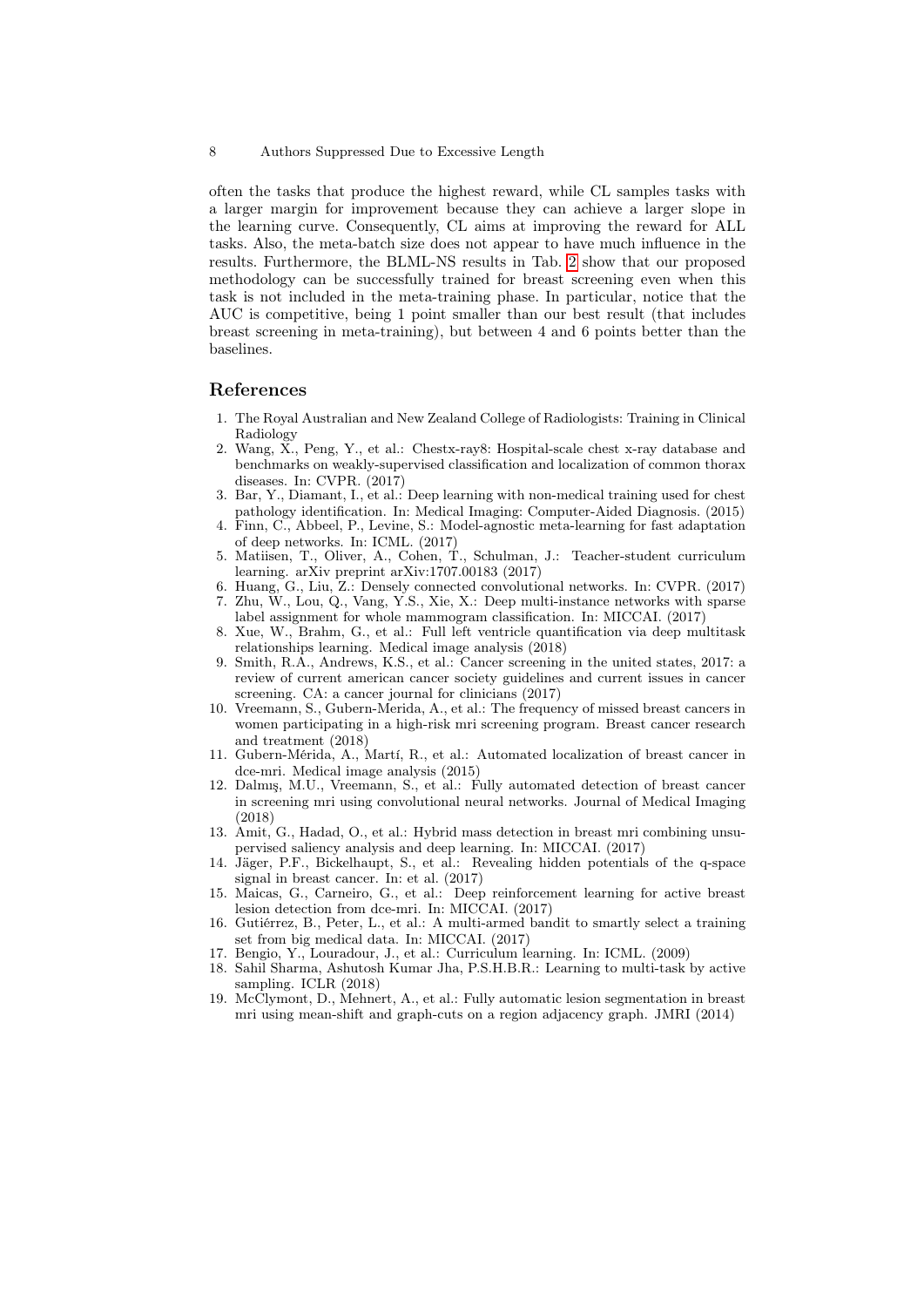often the tasks that produce the highest reward, while CL samples tasks with a larger margin for improvement because they can achieve a larger slope in the learning curve. Consequently, CL aims at improving the reward for ALL tasks. Also, the meta-batch size does not appear to have much influence in the results. Furthermore, the BLML-NS results in Tab. 2 show that our proposed methodology can be successfully trained for breast screening even when this task is not included in the meta-training phase. In particular, notice that the AUC is competitive, being 1 point smaller than our best result (that includes breast screening in meta-training), but between 4 and 6 points better than the baselines.

## References

1. The Royal Australian and New Zealand College of Radiologists: Training in Clinical Radiology
2. Wang, X., Peng, Y., et al.: Chestx-ray8: Hospital-scale chest x-ray database and benchmarks on weakly-supervised classification and localization of common thorax diseases. In: CVPR. (2017)
3. Bar, Y., Diamant, I., et al.: Deep learning with non-medical training used for chest pathology identification. In: Medical Imaging: Computer-Aided Diagnosis. (2015)
4. Finn, C., Abbeel, P., Levine, S.: Model-agnostic meta-learning for fast adaptation of deep networks. In: ICML. (2017)
5. Matiisen, T., Oliver, A., Cohen, T., Schulman, J.: Teacher-student curriculum learning. arXiv preprint arXiv:1707.00183 (2017)
6. Huang, G., Liu, Z.: Densely connected convolutional networks. In: CVPR. (2017)
7. Zhu, W., Lou, Q., Vang, Y.S., Xie, X.: Deep multi-instance networks with sparse label assignment for whole mammogram classification. In: MICCAI. (2017)
8. Xue, W., Brahm, G., et al.: Full left ventricle quantification via deep multitask relationships learning. Medical image analysis (2018)
9. Smith, R.A., Andrews, K.S., et al.: Cancer screening in the united states, 2017: a review of current american cancer society guidelines and current issues in cancer screening. CA: a cancer journal for clinicians (2017)
10. Vreemann, S., Gubern-Merida, A., et al.: The frequency of missed breast cancers in women participating in a high-risk mri screening program. Breast cancer research and treatment (2018)
11. Gubern-Mérida, A., Martí, R., et al.: Automated localization of breast cancer in dce-mri. Medical image analysis (2015)
12. Dalmış, M.U., Vreemann, S., et al.: Fully automated detection of breast cancer in screening mri using convolutional neural networks. Journal of Medical Imaging (2018)
13. Amit, G., Hadad, O., et al.: Hybrid mass detection in breast mri combining unsupervised saliency analysis and deep learning. In: MICCAI. (2017)
14. Jäger, P.F., Bickelhaupt, S., et al.: Revealing hidden potentials of the q-space signal in breast cancer. In: et al. (2017)
15. Maicas, G., Carneiro, G., et al.: Deep reinforcement learning for active breast lesion detection from dce-mri. In: MICCAI. (2017)
16. Gutiérrez, B., Peter, L., et al.: A multi-armed bandit to smartly select a training set from big medical data. In: MICCAI. (2017)
17. Bengio, Y., Louradour, J., et al.: Curriculum learning. In: ICML. (2009)
18. Sahil Sharma, Ashutosh Kumar Jha, P.S.H.B.R.: Learning to multi-task by active sampling. ICLR (2018)
19. McClymont, D., Mehnert, A., et al.: Fully automatic lesion segmentation in breast mri using mean-shift and graph-cuts on a region adjacency graph. JMRI (2014)